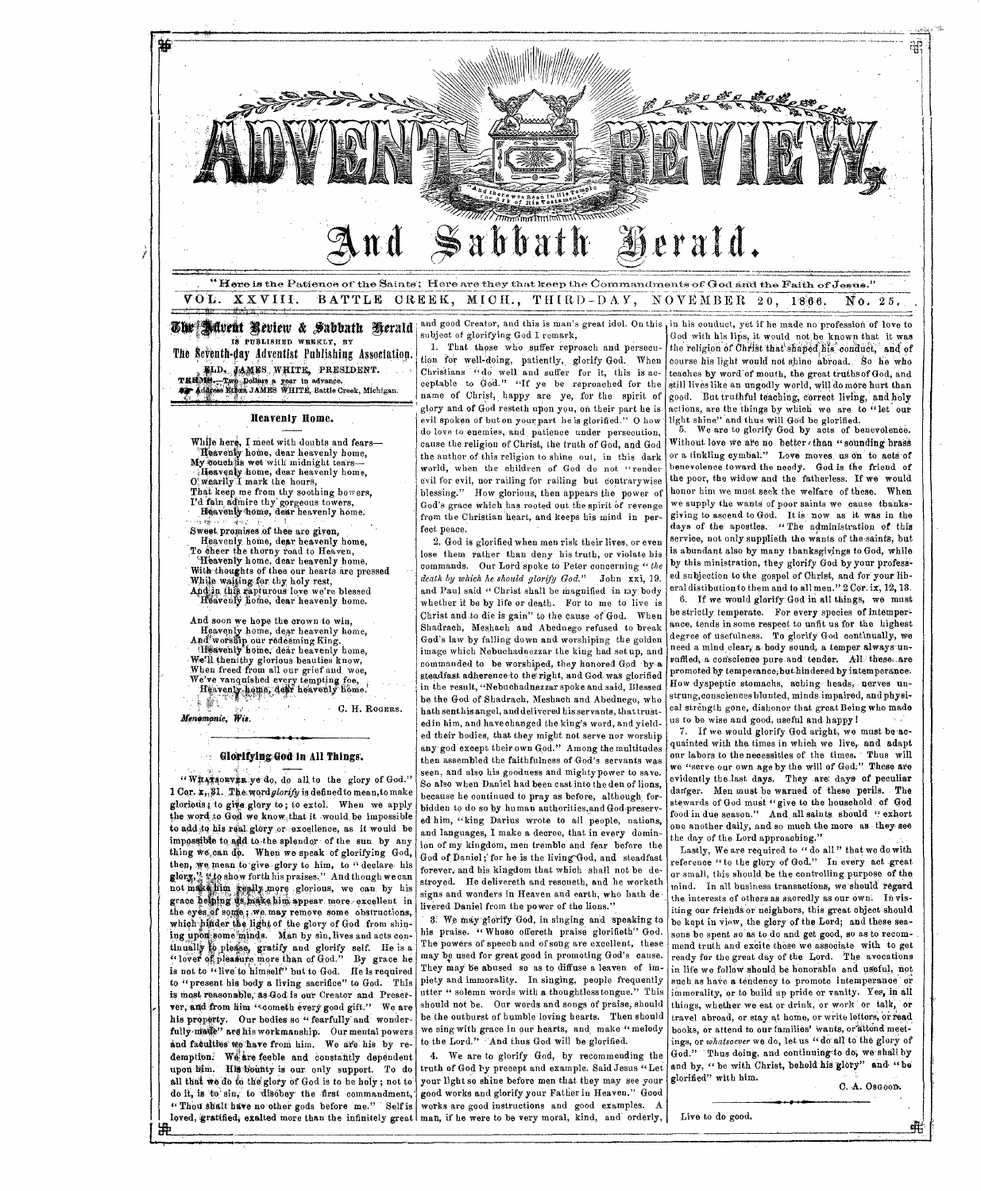# Advent Review, And Sabbath Herald.

"Here is the Patience of the Saints; Here are they that keep the Commandments of God and the Faith of Jesus."

VOL. XXVIII. BATTLE CREEK, MICH., THIRD-DAY, NOVEMBER 20, 1866. No. 25.

**The Advent Review & Sabbath Herald** IS PUBLISHED WEEKLY, BY **The Seventh-day Adventist Publishing Association.** ELD. JAMES WHITE, PRESIDENT.

TERMS.—Two Dollars a year in advance.

Address ELDER JAMES WHITE, Battle Creek, Michigan.

## Heavenly Home.

While here, I meet with doubts and fears—
Heavenly home, dear heavenly home,
My couch is wet with midnight tears—
Heavenly home, dear heavenly home,
O! wearily I mark the hours,
That keep me from thy soothing bowers,
I'd fain admire thy gorgeous towers,
Heavenly home, dear heavenly home.

Sweet promises of thee are given,
Heavenly home, dear heavenly home,
To cheer the thorny road to Heaven,
Heavenly home, dear heavenly home,
With thoughts of thee our hearts are pressed
While waiting for thy holy rest,
And in this rapturous love we're blessed
Heavenly home, dear heavenly home.

And soon we hope the crown to win,
Heavenly home, dear heavenly home,
And worship our redeeming King.
Heavenly home, dear heavenly home,
We'll then thy glorious beauties know,
When freed from all our grief and woe,
We've vanquished every tempting foe,
Heavenly home, dear heavenly home.

C. H. ROGERS.

*Menomonie, Wis.*

## Glorifying God in All Things.

"WHATSOEVER ye do, do all to the glory of God." 1 Cor. x, 31. The word *glorify* is defined to mean, to make glorious; to give glory to; to extol. When we apply the word to God we know that it would be impossible to add to his real glory or excellence, as it would be impossible to add to the splendor of the sun by any thing we can do. When we speak of glorifying God, then, we mean to give glory to him, to "declare his glory," "to show forth his praises." And though we can not make him really more glorious, we can by his grace helping us, make him appear more excellent in the eyes of some; we may remove some obstructions, which hinder the light of the glory of God from shining upon some minds. Man by sin, lives and acts continually to please, gratify and glorify self. He is a "lover of pleasure more than of God." By grace he is not to "live to himself" but to God. He is required to "present his body a living sacrifice" to God. This is most reasonable, as God is our Creator and Preserver, and from him "cometh every good gift." We are his property. Our bodies so "fearfully and wonderfully made" are his workmanship. Our mental powers and faculties we have from him. We are his by redemption. We are feeble and constantly dependent upon him. His bounty is our only support. To do all that we do to the glory of God is to be holy; not to do it, is to sin, to disobey the first commandment, "Thou shalt have no other gods before me." Self is loved, gratified, exalted more than the infinitely great and good Creator, and this is man's great idol. On this subject of glorifying God I remark,

1. That those who suffer reproach and persecution for well-doing, patiently, glorify God. When Christians "do well and suffer for it, this is acceptable to God." "If ye be reproached for the name of Christ, happy are ye, for the spirit of glory and of God resteth upon you, on their part he is evil spoken of but on your part he is glorified." O how do love to enemies, and patience under persecution, cause the religion of Christ, the truth of God, and God the author of this religion to shine out, in this dark world, when the children of God do not "render evil for evil, nor railing for railing but contrarywise blessing." How glorious, then appears the power of God's grace which has rooted out the spirit of revenge from the Christian heart, and keeps his mind in perfect peace.

2. God is glorified when men risk their lives, or even lose them rather than deny his truth, or violate his commands. Our Lord spoke to Peter concerning "*the death by which he should glorify God.*" John xxi, 19. and Paul said "Christ shall be magnified in my body whether it be by life or death. For to me to live is Christ and to die is gain" to the cause of God. When Shadrach, Meshach and Abednego refused to break God's law by falling down and worshiping the golden image which Nebuchadnezzar the king had set up, and commanded to be worshiped, they honored God by a steadfast adherence to the right, and God was glorified in the result, "Nebuchadnezzar spoke and said, Blessed be the God of Shadrach, Meshach and Abednego, who hath sent his angel, and delivered his servants, that trusted in him, and have changed the king's word, and yielded their bodies, that they might not serve nor worship any god except their own God." Among the multitudes then assembled the faithfulness of God's servants was seen, and also his goodness and mighty power to save. So also when Daniel had been cast into the den of lions, because he continued to pray as before, although forbidden to do so by human authorities, and God preserved him, "king Darius wrote to all people, nations, and languages, I make a decree, that in every dominion of my kingdom, men tremble and fear before the God of Daniel; for he is the living God, and steadfast forever, and his kingdom that which shall not be destroyed. He delivereth and rescueth, and he worketh signs and wonders in Heaven and earth, who hath delivered Daniel from the power of the lions."

3. We may glorify God, in singing and speaking to his praise. "Whoso offereth praise glorifieth" God. The powers of speech and of song are excellent, these may be used for great good in promoting God's cause. They may be abused so as to diffuse a leaven of impiety and immorality. In singing, people frequently utter "solemn words with a thoughtless tongue." This should not be. Our words and songs of praise, should be the outburst of humble loving hearts. Then should we sing with grace in our hearts, and make "melody to the Lord." And thus God will be glorified.

4. We are to glorify God, by recommending the truth of God by precept and example. Said Jesus "Let your light so shine before men that they may see your good works and glorify your Father in Heaven." Good works are good instructions and good examples. A man, if he were to be very moral, kind, and orderly, in his conduct, yet if he made no profession of love to God with his lips, it would not be known that it was the religion of Christ that shaped his conduct, and of course his light would not shine abroad. So he who teaches by word of mouth, the great truths of God, and still lives like an ungodly world, will do more hurt than good. But truthful teaching, correct living, and holy actions, are the things by which we are to "let our light shine" and thus will God be glorified.

5. We are to glorify God by acts of benevolence. Without love we are no better than "sounding brass or a tinkling cymbal." Love moves us on to acts of benevolence toward the needy. God is the friend of the poor, the widow and the fatherless. If we would honor him we must seek the welfare of these. When we supply the wants of poor saints we cause thanksgiving to ascend to God. It is now as it was in the days of the apostles. "The administration of this service, not only supplieth the wants of the saints, but is abundant also by many thanksgivings to God, while by this ministration, they glorify God by your professed subjection to the gospel of Christ, and for your liberal distibution to them and to all men." 2 Cor. ix, 12, 13.

6. If we would glorify God in all things, we must be strictly temperate. For every species of intemperance, tends in some respect to unfit us for the highest degree of usefulness. To glorify God continually, we need a mind clear, a body sound, a temper always unruffled, a conscience pure and tender. All these are promoted by temperance, but hindered by intemperance. How dyspeptic stomachs, aching heads, nerves unstrung, consciences blunted, minds impaired, and physical strength gone, dishonor that great Being who made us to be wise and good, useful and happy!

7. If we would glorify God aright, we must be acquainted with the times in which we live, and adapt our labors to the necessities of the times. Thus will we "serve our own age by the will of God." These are evidently the last days. They are days of peculiar danger. Men must be warned of these perils. The stewards of God must "give to the household of God food in due season." And all saints should "exhort one another daily, and so much the more as they see the day of the Lord approaching."

Lastly, We are required to "do all" that we do with reference "to the glory of God." In every act great or small, this should be the controlling purpose of the mind. In all business transactions, we should regard the interests of others as sacredly as our own. In visiting our friends or neighbors, this great object should be kept in view, the glory of the Lord; and these seasons be spent so as to do and get good, so as to recommend truth and excite those we associate with to get ready for the great day of the Lord. The avocations in life we follow should be honorable and useful, not such as have a tendency to promote intemperance or immorality, or to build up pride or vanity. Yes, in all things, whether we eat or drink, or work or talk, or travel abroad, or stay at home, or write letters, or read books, or attend to our families' wants, or attend meetings, or *whatsoever* we do, let us "do all to the glory of God." Thus doing, and continuing to do, we shall by and by, "be with Christ, behold his glory" and "be glorified" with him.

C. A. OSGOOD.

Live to do good.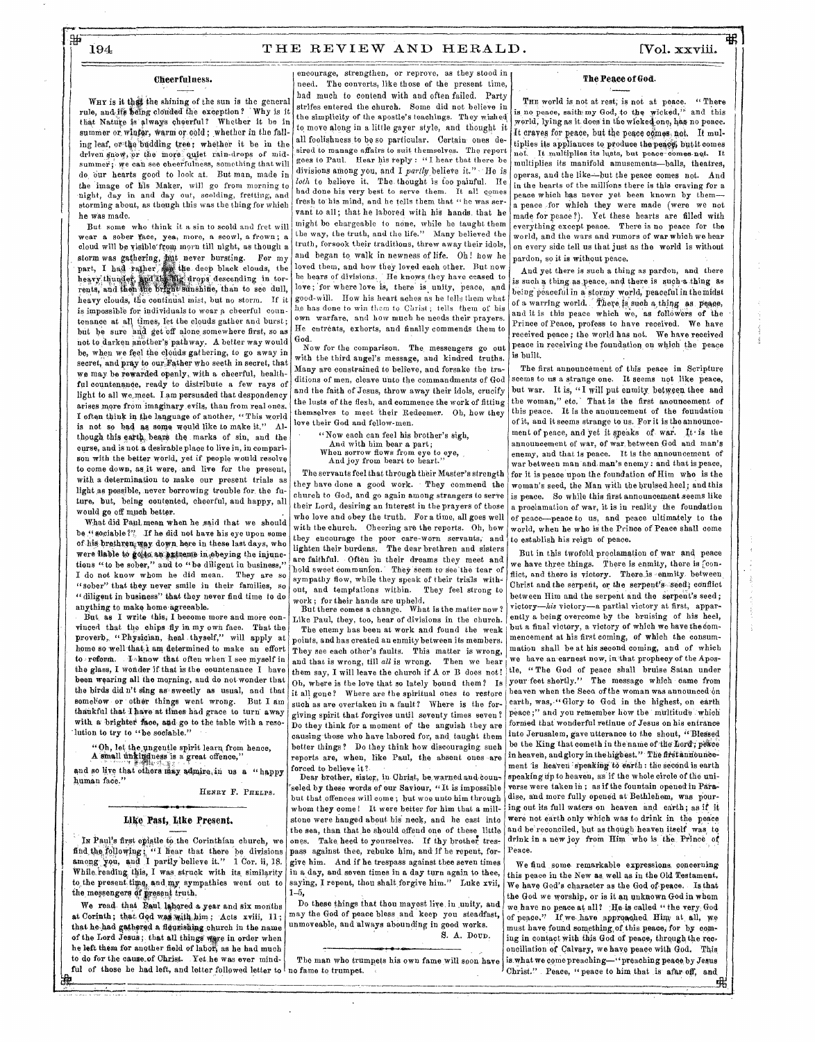## Cheerfulness.

Why is it that the shining of the sun is the general rule, and its being clouded the exception? Why is it that Nature is always cheerful? Whether it be in summer or winter, warm or cold; whether in the falling leaf, or the budding tree; whether it be in the driven snow, or the more quiet rain-drops of mid-summer; we can see cheerfulness, something that will do our hearts good to look at. But man, made in the image of his Maker, will go from morning to night, day in and day out, scolding, fretting, and storming about, as though this was the thing for which he was made.

But some who think it a sin to scold and fret will wear a sober face, yea, more, a scowl, a frown; a cloud will be visible from morn till night, as though a storm was gathering, but never bursting. For my part, I had rather see the deep black clouds, the heavy thunder, and the big drops descending in torrents, and then the bright sunshine, than to see dull, heavy clouds, the continual mist, but no storm. If it is impossible for individuals to wear a cheerful countenance at all times, let the clouds gather and burst; but be sure and get off alone somewhere first, so as not to darken another's pathway. A better way would be, when we feel the clouds gathering, to go away in secret, and pray to our Father who seeth in secret, that we may be rewarded openly, with a cheerful, healthful countenance, ready to distribute a few rays of light to all we meet. I am persuaded that despondency arises more from imaginary evils, than from real ones. I often think in the language of another, "This world is not so bad as some would like to make it." Although this earth bears the marks of sin, and the curse, and is not a desirable place to live in, in comparison with the better world, yet if people would resolve to come down, as it were, and live for the present, with a determination to make our present trials as light as possible, never borrowing trouble for the future, but, being contented, cheerful, and happy, all would go off much better.

What did Paul mean when he said that we should be "sociable?" If he did not have his eye upon some of his brethren way down here in these last days, who were liable to go to an extreme in obeying the injunctions "to be sober," and to "be diligent in business," I do not know whom he did mean. They are so "sober" that they never smile in their families, so "diligent in business" that they never find time to do anything to make home agreeable.

But as I write this, I become more and more convinced that the chips fly in my own face. That the proverb, "Physician, heal thyself," will apply at home so well that I am determined to make an effort to reform. I know that often when I see myself in the glass, I wonder if that is the countenance I have been wearing all the morning, and do not wonder that the birds did n't sing as sweetly as usual, and that somehow or other things went wrong. But I am thankful that I have at times had grace to turn away with a brighter face, and go to the table with a resolution to try to "be sociable."

> "Oh, let the ungentle spirit learn from hence,
> A small unkindness is a great offence,"

and so live that others may admire in us a "happy human face."

Henry F. Phelps.

## Like Past, Like Present.

In Paul's first epistle to the Corinthian church, we find the following; "I hear that there be divisions among you, and I partly believe it." 1 Cor. ii, 18. While reading this, I was struck with its similarity to the present time, and my sympathies went out to the messengers of present truth.

We read that Paul labored a year and six months at Corinth; that God was with him; Acts xviii, 11; that he had gathered a flourishing church in the name of the Lord Jesus; that all things were in order when he left them for another field of labor, as he had much to do for the cause of Christ. Yet he was ever mindful of those he had left, and letter followed letter to encourage, strengthen, or reprove, as they stood in need. The converts, like those of the present time, had much to contend with and often failed. Party strifes entered the church. Some did not believe in the simplicity of the apostle's teachings. They wished to move along in a little gayer style, and thought it all foolishness to be so particular. Certain ones desired to manage affairs to suit themselves. The report goes to Paul. Hear his reply: "I hear that there be divisions among you, and I *partly* believe it." He is *loth* to believe it. The thought is too painful. He had done his very best to serve them. It all comes fresh to his mind, and he tells them that "he was servant to all; that he labored with his hands that he might be chargeable to none, while he taught them the way, the truth, and the life." Many believed the truth, forsook their traditions, threw away their idols, and began to walk in newness of life. Oh! how he loved them, and how they loved each other. But now he hears of divisions. He knows they have ceased to love; for where love is, there is unity, peace, and good-will. How his heart aches as he tells them what he has done to win them to Christ; tells them of his own warfare, and how much he needs their prayers. He entreats, exhorts, and finally commends them to God.

Now for the comparison. The messengers go out with the third angel's message, and kindred truths. Many are constrained to believe, and forsake the traditions of men, cleave unto the commandments of God and the faith of Jesus, throw away their idols, crucify the lusts of the flesh, and commence the work of fitting themselves to meet their Redeemer. Oh, how they love their God and fellow-men.

> "Now each can feel his brother's sigh,
> And with him bear a part;
> When sorrow flows from eye to eye,
> And joy from heart to heart."

The servants feel that through their Master's strength they have done a good work. They commend the church to God, and go again among strangers to serve their Lord, desiring an interest in the prayers of those who love and obey the truth. For a time, all goes well with the church. Cheering are the reports. Oh, how they encourage the poor care-worn servants, and lighten their burdens. The dear brethren and sisters are faithful. Often in their dreams they meet and hold sweet communion. They seem to see the tear of sympathy flow, while they speak of their trials without, and temptations within. They feel strong to work; for their hands are upheld.

But there comes a change. What is the matter now? Like Paul, they, too, hear of divisions in the church. The enemy has been at work and found the weak points, and has created an enmity between its members. They see each other's faults. This matter is wrong, and that is wrong, till *all* is wrong. Then we hear them say, I will leave the church if A or B does not! Oh, where is the love that so lately bound them? Is it all gone? Where are the spiritual ones to restore such as are overtaken in a fault? Where is the forgiving spirit that forgives until seventy times seven? Do they think for a moment of the anguish they are causing those who have labored for, and taught them better things? Do they think how discouraging such reports are, when, like Paul, the absent ones are forced to believe it?

Dear brother, sister, in Christ, be warned and counseled by these words of our Saviour, "It is impossible but that offences will come; but woe unto him through whom they come! It were better for him that a millstone were hanged about his neck, and he cast into the sea, than that he should offend one of these little ones. Take heed to yourselves. If thy brother trespass against thee, rebuke him, and if he repent, forgive him. And if he trespass against thee seven times in a day, and seven times in a day turn again to thee, saying, I repent, thou shalt forgive him." Luke xvii, 1-5.

Do these things that thou mayest live in unity, and may the God of peace bless and keep you steadfast, unmoveable, and always abounding in good works.

S. A. Doud.

The man who trumpets his own fame will soon have no fame to trumpet.

## The Peace of God.

The world is not at rest, is not at peace. "There is no peace, saith my God, to the wicked," and this world, lying as it does in the wicked one, has no peace. It craves for peace, but the peace comes not. It multiplies its appliances to produce the peace, but it comes not. It multiplies its lusts, but peace comes not. It multiplies its manifold amusements—balls, theatres, operas, and the like—but the peace comes not. And in the hearts of the millions there is this craving for a peace which has never yet been known by them—a peace for which they were made (were we not made for peace?). Yet these hearts are filled with everything except peace. There is no peace for the world, and the wars and rumors of war which we hear on every side tell us that just as the world is without pardon, so it is without peace.

And yet there is such a thing as pardon, and there is such a thing as peace, and there is such a thing as being peaceful in a stormy world, peaceful in the midst of a warring world. There is such a thing as peace, and it is this peace which we, as followers of the Prince of Peace, profess to have received. We have received peace; the world has not. We have received peace in receiving the foundation on which the peace is built.

The first announcement of this peace in Scripture seems to us a strange one. It seems not like peace, but war. It is, "I will put enmity between thee and the woman," etc. That is the first anouncement of this peace. It is the anouncement of the foundation of it, and it seems strange to us. For it is the announcement of peace, and yet it speaks of war. It is the announcement of war, of war between God and man's enemy, and that is peace. It is the announcement of war between man and man's enemy: and that is peace, for it is peace upon the foundation of Him who is the woman's seed, the Man with the bruised heel; and this is peace. So while this first announcement seems like a proclamation of war, it is in reality the foundation of peace—peace to us, and peace ultimately to the world, when he who is the Prince of Peace shall come to establish his reign of peace.

But in this twofold proclamation of war and peace we have three things. There is enmity, there is conflict, and there is victory. There is enmity between Christ and the serpent, or the serpent's seed; conflict between Him and the serpent and the serpent's seed; victory—*his* victory—a partial victory at first, apparently a being overcome by the bruising of his heel, but a final victory, a victory of which we have the commencement at his first coming, of which the consummation shall be at his second coming, and of which we have an earnest now, in that prophecy of the Apostle, "The God of peace shall bruise Satan under your feet shortly." The message which came from heaven when the Seed of the woman was announced on earth, was, "Glory to God in the highest, on earth peace;" and you remember how the multitude which formed that wonderful retinue of Jesus on his entrance into Jerusalem, gave utterance to the shout, "Blessed be the King that cometh in the name of the Lord; peace in heaven, and glory in the highest." The first announcement is heaven speaking to earth: the second is earth speaking up to heaven, as if the whole circle of the universe were taken in; as if the fountain opened in Paradise, and more fully opened at Bethlehem, was pouring out its full waters on heaven and earth; as if it were not earth only which was to drink in the peace and be reconciled, but as though heaven itself was to drink in a new joy from Him who is the Prince of Peace.

We find some remarkable expressions concerning this peace in the New as well as in the Old Testament. We have God's character as the God of peace. Is that the God we worship, or is it an unknown God in whom we have no peace at all? He is called "the very God of peace." If we have approached Him at all, we must have found something of this peace, for by coming in contact with this God of peace, through the reconciliation of Calvary, we have peace with God. This is what we come preaching—"preaching peace by Jesus Christ." Peace, "peace to him that is afar off, and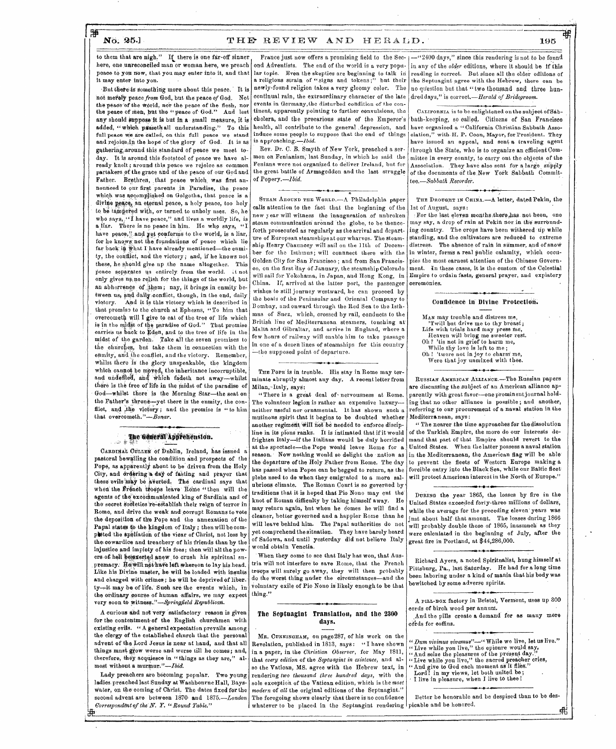to them that are nigh." If there is one far-off sinner here, one unreconciled man or woman here, we preach peace to you now, that you may enter into it, and that it may enter into you.

But there is something more about this peace. It is not merely peace *from* God, but the peace *of* God. Not the peace of the world, nor the peace of the flesh, nor the peace of men, but the "peace of God." And lest any should suppose it is but in a small measure, it is added, "which passeth all understanding." To this full peace we are called, on this full peace we stand and rejoice in the hope of the glory of God. It is as gathering around this standard of peace we meet today. It is around this footstool of peace we have already knelt; around this peace we rejoice as common partakers of the grace and of the peace of our God and Father. Brethren, that peace which was first announced to our first parents in Paradise, the peace which was accomplished on Golgotha, that peace is a divine peace, an eternal peace, a holy peace, too holy to be tampered with, or turned to unholy uses. So, he who says, "I have peace," and lives a worldly life, is a liar. There is no peace in him. He who says, "I have peace," and yet conforms to the world, is a liar, for he knows not the foundations of peace which lie far back in what I have already mentioned—the enmity, the conflict, and the victory; and, if he knows not these, he should give up the name altogether. This peace separates us entirely from the world. It not only gives us no relish for the things of the world, but an abhorrence of them; nay, it brings in enmity between us, and daily conflict, though, in the end, daily victory. And it is this victory which is described in that promise to the church at Ephesus, "To him that overcometh will I give to eat of the tree of life which is in the midst of the paradise of God." That promise carries us back to Eden, and to the tree of life in the midst of the garden. Take all the seven promises to the churches, but take them in connection with the enmity, and the conflict, and the victory. Remember, whilst there is the glory unspeakable, the kingdom which cannot be moved, the inheritance incorruptible, and undefiled, and which fadeth not away—whilst there is the tree of life in the midst of the paradise of God—whilst there is the Morning Star—the seat on the Father's throne—yet there is the enmity, the conflict, and the victory; and the promise is "to him that overcometh."—*Bonar.*

## The General Apprehension.

CARDINAL CULLEN of Dublin, Ireland, has issued a pastoral bewailing the condition and prospects of the Pope, as apparently about to be driven from the Holy City, and ordering a day of fasting and prayer that these evils may be averted. The cardinal says that when the French troops leave Rome "then will the agents of the excommunicated king of Sardinia and of the secret societies re-establish their reign of terror in Rome, and drive the weak and corrupt Romans to vote the deposition of the Pope and the annexation of the Papal states to the kingdom of Italy; then will be completed the spoliation of the vicar of Christ, not less by the cowardice and treachery of his friends than by the injustice and impiety of his foes; then will all the powers of hell be exerted anew to crush his spiritual supremacy. He will not have left whereon to lay his head. Like his Divine master, he will be loaded with insults and charged with crimes; he will be deprived of liberty—it may be of life. Such are the events which, in the ordinary course of human affairs, we may expect very soon to witness."—*Springfield Republican.*

A curious and not very satisfactory reason is given for the contentment of the English churchmen with existing evils. "A general expectation prevails among the clergy of the established church that the personal advent of the Lord Jesus is near at hand, and that all things must grow worse and worse till he comes; and, therefore, they acquiesce in "things as they are," almost without a murmur."—*Ibid.*

Lady preachers are becoming popular. Two young ladies preached last Sunday at Washbourne Hall, Bayswater, on the coming of Christ. The dates fixed for the second advent are between 1870 and 1875.—*London Correspondent of the N. Y. "Round Table."*

France just now offers a promising field to the Second Adventists. The end of the world is a very popular topic. Even the skeptics are beginning to talk in a religious strain of "signs and tokens;" but their newly-found religion takes a very gloomy color. The continual rain, the extraordinary character of the late events in Germany, the disturbed condition of the continent, apparently pointing to further convulsions, the cholera, and the precarious state of the Emperor's health, all contribute to the general depression, and induce some people to suppose that the end of things is approaching.—*Ibid.*

Rev. Dr. C. B. Smyth of New York, preached a sermon on Fenianism, last Sunday, in which he said the Fenians were not organized to deliver Ireland, but for the great battle of Armageddon and the last struggle of Popery.—*Ibid.*

STEAM AROUND THE WORLD.—A Philadelphia paper calls attention to the fact that the beginning of the new year will witness the inauguration of unbroken steam communication around the globe, to be thenceforth prosecuted as regularly as the arrival and departure of European steamships at our wharves. The steamship Henry Chauncey will sail on the 11th of December for the Isthmus; will connect there with the Golden City for San Francisco; and from San Francisco, on the first day of January, the steamship Colorado will sail for Yokohama, in Japan, and Hong Kong, in China. If, arrived at the latter port, the passenger wishes to still journey westward, he can proceed by the boats of the Peninsular and Oriental Company to Bombay, and onward through the Red Sea to the Isthmus of Suez, which, crossed by rail, conducts to the British line of Mediterranean steamers, touching at Malta and Gibraltar, and arrive in England, where a few hours of railway will enable him to take passage in one of a dozen lines of steamships for this country —the supposed point of departure.

THE POPE is in trouble. His stay in Rome may terminate abruptly almost any day. A recent letter from Milan, Italy, says:

"There is a great deal of nervousness at Rome. The volunteer legion is rather an expensive luxury—neither useful nor ornamental. It has shown such a mutinous spirit that it begins to be doubted whether another regiment will not be needed to enforce discipline in its pious ranks. It is intimated that if it would frighten Italy—if the Italians would be duly horrified at the spectacle—the Pope would leave Rome for a season. Now nothing would so delight the nation as the departure of the Holy Father from Rome. The day has passed when Popes can be begged to return, as the plebs used to do when they emigrated to a more salubrious climate. The Roman Court is so governed by traditions that it is hoped that Pio Nono may cut the knot of Roman difficulty by taking himself away. He may return again, but when he comes he will find a cleaner, better governed and a happier Rome than he will leave behind him. The Papal authorities do not yet comprehend the situation. They have barely heard of Sadowa, and until yesterday did not believe Italy would obtain Venetia.

When they come to see that Italy has won, that Austria will not interfere to save Rome, that the French troops will surely go away, they will then probably do the worst thing under the circumstances—and the voluntary exile of Pio Nono is likely enough to be that thing."

## The Septuagint Translation, and the 2300 days.

MR. CUNNINGHAM, on page 287, of his work on the Revelation, published in 1813, says: "I have shown in a paper, in the *Christian Observer*, for May 1811, that *every edition of the Septuagint in existence*, and also the Vatican, MS. agree with the Hebrew text, in rendering *two thousand three hundred days*, with the sole exception of the Vatican edition, which is the *most modern of all* the original editions of the Septuagint." The foregoing shows clearly that there is no confidence whatever to be placed in the Septuagint rendering —"2400 days," since this rendering is not to be found in any of the *older* editions, where it should be if this reading is correct. But since all the older editions of the Septuagint agree with the Hebrew, there can be no question but that "two thousand and three hundred days," is correct.—*Herald of Bridegroom.*

CALIFORNIA is to be enlightened on the subject of Sabbath-keeping, so called. Citizens of San Francisco have organized a "California Christian Sabbath Association," with H. P. Coon, Mayor, for President. They have issued an appeal, and sent a traveling agent through the State, who is to organize an efficient Committee in every county, to carry out the objects of the Association. They have also sent for a large supply of the documents of the New York Sabbath Committee.—*Sabbath Recorder.*

THE DROUGHT IN CHINA.—A letter, dated Pekin, the 1st of August, says:

For the last eleven months there has not been, one may say, a drop of rain at Pekin nor in the surrounding country. The crops have been withered up while standing, and the cultivators are reduced to extreme distress. The absence of rain in summer, and of snow in winter, forms a real public calamity, which occupies the most earnest attention of the Chinese Government. In these cases, it is the custom of the Celestial Empire to ordain fasts, general prayer, and expiatory ceremonies.

## Confidence in Divine Protection.

MAN may trouble and distress me,
'Twill but drive me to thy breast;
Life with trials hard may press me,
Heaven will bring me sweeter rest.
Oh ? 'tis not in grief to harm me,
While thy love is left to me;
Oh ! 'twere not in joy to charm me,
Were that joy unmixed with thee.

RUSSIAN AMERICAN ALLIANCE.—The Russian papers are discussing the subject of an American alliance apparently with great favor—one prominent journal holding that no other alliance is possible; and another, referring to our procurement of a naval station in the Mediterranean, says:

"The nearer the time approaches for the dissolution of the Turkish Empire, the more do our interests demand that part of that Empire should revert to the United States. When the latter possess a naval station in the Mediterranean, the American flag will be able to prevent the fleets of Western Europe making a forcible entry into the Black Sea, while our Baltic fleet will protect American interest in the North of Europe."

DURING the year 1865, the losses by fire in the United States exceeded forty-three millions of dollars, while the average for the preceding eleven years was just about half that amount. The losses during 1866 will probably double those of 1865, inasmuch as they were calculated in the beginning of July, after the great fire in Portland, at $44,286,000.

Richard Ayers, a noted Spiritualist, hung himself at Pittsburg, Pa., last Saturday. He had for a long time been laboring under a kind of mania that his body was bewitched by some adverse spirits.

A PILL-BOX factory in Bristol, Vermont, uses up 300 cords of birch wood per annum.
And the pills create a demand for as many more cords for coffins.

"*Dum vivimus vivamus*"—"While we live, let us live."
"Live while you live," the epicure would say,
"And seize the pleasures of the present day."
"Live while you live," the sacred preacher cries,
"And give to God each moment as it flies."
Lord! in my views, let both united be;
I live in pleasure, when I live to thee!

Better be honorable and be despised than to be despicable and be honored.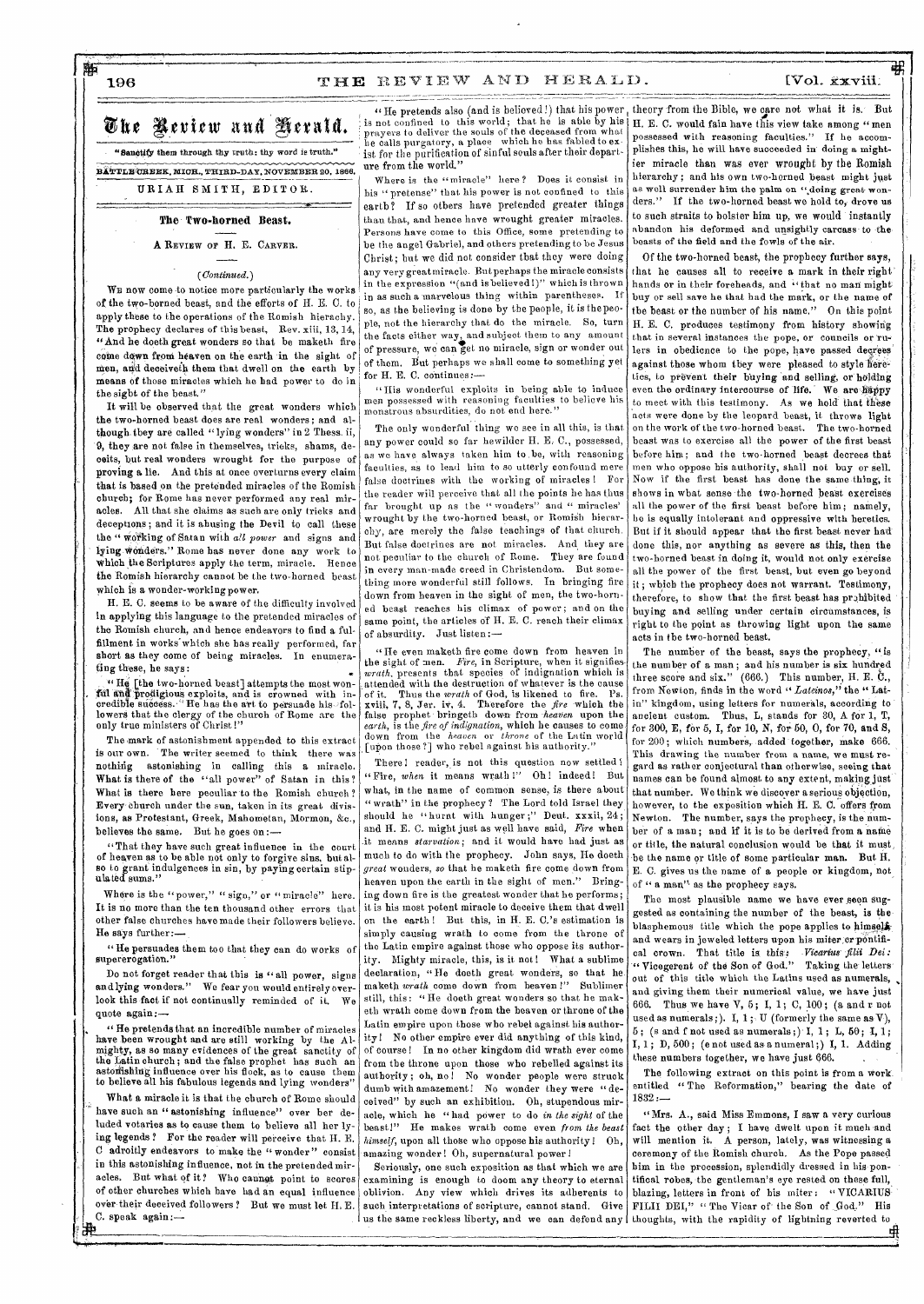# The Review and Herald.

"Sanctify them through thy truth: thy word is truth."

BATTLE CREEK, MICH., THIRD-DAY, NOVEMBER 20, 1866.

URIAH SMITH, EDITOR.

## The Two-horned Beast.

### A Review of H. E. Carver.

*(Continued.)*

We now come to notice more particularly the works of the two-horned beast, and the efforts of H. E. C. to apply these to the operations of the Romish hierarchy. The prophecy declares of this beast, Rev. xiii, 13, 14, "And he doeth great wonders so that he maketh fire come down from heaven on the earth in the sight of men, and deceiveth them that dwell on the earth by means of those miracles which he had power to do in the sight of the beast."

It will be observed that the great wonders which the two-horned beast does are real wonders; and although they are called "lying wonders" in 2 Thess. ii, 9, they are not false in themselves, tricks, shams, deceits, but real wonders wrought for the purpose of proving a lie. And this at once overturns every claim that is based on the pretended miracles of the Romish church; for Rome has never performed any real miracles. All that she claims as such are only tricks and deceptions; and it is abusing the Devil to call these the "working of Satan with *all power* and signs and lying wonders." Rome has never done any work to which the Scriptures apply the term, miracle. Hence the Romish hierarchy cannot be the two-horned beast which is a wonder-working power.

H. E. C. seems to be aware of the difficulty involved in applying this language to the pretended miracles of the Romish church, and hence endeavors to find a fulfillment in works which she has really performed, far short as they come of being miracles. In enumerating these, he says:

"He [the two-horned beast] attempts the most wonderful and prodigious exploits, and is crowned with incredible success. He has the art to persuade his followers that the clergy of the church of Rome are the only true ministers of Christ!"

The mark of astonishment appended to this extract is our own. The writer seemed to think there was nothing astonishing in calling this a miracle. What is there of the "all power" of Satan in this? What is there here peculiar to the Romish church? Every church under the sun, taken in its great divisions, as Protestant, Greek, Mahometan, Mormon, &c., believes the same. But he goes on:—

"That they have such great influence in the court of heaven as to be able not only to forgive sins, but also to grant indulgences in sin, by paying certain stipulated sums."

Where is the "power," "sign," or "miracle" here. It is no more than the ten thousand other errors that other false churches have made their followers believe. He says further:—

"He persuades them too that they can do works of supererogation."

Do not forget reader that this is "all power, signs and lying wonders." We fear you would entirely overlook this fact if not continually reminded of it. We quote again:—

"He pretends that an incredible number of miracles have been wrought and are still working by the Almighty, as so many evidences of the great sanctity of the Latin church; and the false prophet has such an astonishing influence over his flock, as to cause them to believe all his fabulous legends and lying wonders"

What a miracle it is that the church of Rome should have such an "astonishing influence" over her deluded votaries as to cause them to believe all her lying legends? For the reader will perceive that H. E. C adroitly endeavors to make the "wonder" consist in this astonishing influence, not in the pretended miracles. But what of it? Who cannot point to scores of other churches which have had an equal influence over their deceived followers? But we must let H. E. C. speak again:—

"He pretends also (and is believed!) that his power is not confined to this world; that he is able by his prayers to deliver the souls of the deceased from what he calls purgatory, a place which he has fabled to exist for the purification of sinful souls after their departure from the world."

Where is the "miracle" here? Does it consist in his "pretense" that his power is not confined to this earth? If so others have pretended greater things than that, and hence have wrought greater miracles. Persons have come to this Office, some pretending to be the angel Gabriel, and others pretending to be Jesus Christ; but we did not consider that they were doing any very great miracle. But perhaps the miracle consists in the expression "(and is believed!)" which is thrown in as such a marvelous thing within parentheses. If so, as the believing is done by the people, it is the people, not the hierarchy that do the miracle. So, turn the facts either way, and subject them to any amount of pressure, we can get no miracle, sign or wonder out of them. But perhaps we shall come to something yet for H. E. C. continues:—

"His wonderful exploits in being able to induce men possessed with reasoning faculties to believe his monstrous absurdities, do not end here."

The only wonderful thing we see in all this, is that any power could so far bewilder H. E. C., possessed, as we have always taken him to be, with reasoning faculties, as to lead him to so utterly confound mere false doctrines with the working of miracles! For the reader will perceive that all the points he has thus far brought up as the "wonders" and "miracles" wrought by the two-horned beast, or Romish hierarchy, are merely the false teachings of that church. But false doctrines are not miracles. And they are not peculiar to the church of Rome. They are found in every man-made creed in Christendom. But something more wonderful still follows. In bringing fire down from heaven in the sight of men, the two-horned beast reaches his climax of power; and on the same point, the articles of H. E. C. reach their climax of absurdity. Just listen:—

"He even maketh fire come down from heaven in the sight of men. *Fire*, in Scripture, when it signifies *wrath*, presents that species of indignation which is attended with the destruction of whatever is the cause of it. Thus the *wrath* of God, is likened to fire. Ps. xviii, 7, 8, Jer. iv, 4. Therefore the *fire* which the false prophet bringeth down from *heaven* upon the *earth*, is the *fire of indignation*, which he causes to come down from the *heaven* or *throne* of the Latin world [upon those?] who rebel against his authority."

There! reader, is not this question now settled! "Fire, *when* it means wrath!" Oh! indeed! But what, in the name of common sense, is there about "wrath" in the prophecy? The Lord told Israel they should be "burnt with hunger;" Deut. xxxii, 24; and H. E. C. might just as well have said, *Fire* when it means *starvation*; and it would have had just as much to do with the prophecy. John says, He doeth *great* wonders, *so* that he maketh fire come down from heaven upon the earth in the sight of men." Bringing down fire is the greatest wonder that he performs; it is his most potent miracle to deceive them that dwell on the earth! But this, in H. E. C.'s estimation is simply causing wrath to come from the throne of the Latin empire against those who oppose its authority. Mighty miracle, this, is it not! What a sublime declaration, "He doeth great wonders, so that he maketh *wrath* come down from heaven!" Sublimer still, this: "He doeth great wonders so that he maketh wrath come down from the heaven or throne of the Latin empire upon those who rebel against his authority! No other empire ever did anything of this kind, of course! In no other kingdom did wrath ever come from the throne upon those who rebelled against its authority; oh, no! No wonder people were struck dumb with amazement! No wonder they were "deceived" by such an exhibition. Oh, stupendous miracle, which he "had power to do *in the sight* of the beast!" He makes wrath come even *from the beast himself*, upon all those who oppose his authority! Oh, amazing wonder! Oh, supernatural power!

Seriously, one such exposition as that which we are examining is enough to doom any theory to eternal oblivion. Any view which drives its adherents to such interpretations of scripture, cannot stand. Give us the same reckless liberty, and we can defend any theory from the Bible, we care not what it is. But H. E. C. would fain have this view take among "men possessed with reasoning faculties." If he accomplishes this, he will have succeeded in doing a mightier miracle than was ever wrought by the Romish hierarchy; and his own two-horned beast might just as well surrender him the palm on "doing great wonders." If the two-horned beast we hold to, drove us to such straits to bolster him up, we would instantly abandon his deformed and unsightly carcass to the beasts of the field and the fowls of the air.

Of the two-horned beast, the prophecy further says, that he causes all to receive a mark in their right hands or in their foreheads, and "that no man might buy or sell save he that had the mark, or the name of the beast or the number of his name." On this point H. E. C. produces testimony from history showing that in several instances the pope, or councils or rulers in obedience to the pope, have passed decrees against those whom they were pleased to style heretics, to prevent their buying and selling, or holding even the ordinary intercourse of life. We are happy to meet with this testimony. As we hold that these acts were done by the leopard beast, it throws light on the work of the two-horned beast. The two-horned beast was to exercise all the power of the first beast before him; and the two-horned beast decrees that men who oppose his authority, shall not buy or sell. Now if the first beast has done the same thing, it shows in what sense the two-horned beast exercises all the power of the first beast before him; namely, he is equally intolerant and oppressive with heretics. But if it should appear that the first beast never had done this, nor anything as severe as this, then the two-horned beast in doing it, would not only exercise all the power of the first beast, but even go beyond it; which the prophecy does not warrant. Testimony, therefore, to show that the first beast has prohibited buying and selling under certain circumstances, is right to the point as throwing light upon the same acts in the two-horned beast.

The number of the beast, says the prophecy, "is the number of a man; and his number is six hundred three score and six." (666.) This number, H. E. C., from Newton, finds in the word "*Lateinos*," the "Latin" kingdom, using letters for numerals, according to ancient custom. Thus, L, stands for 30, A for 1, T, for 300, E, for 5, I, for 10, N, for 50, O, for 70, and S, for 200; which numbers, added together, make 666. This drawing the number from a name, we must regard as rather conjectural than otherwise, seeing that names can be found almost to any extent, making just that number. We think we discover a serious objection, however, to the exposition which H. E. C. offers from Newton. The number, says the prophecy, is the number of a man; and if it is to be derived from a name or title, the natural conclusion would be that it must be the name or title of some particular man. But H. E. C. gives us the name of a people or kingdom, not of "a man" as the prophecy says.

The most plausible name we have ever seen suggested as containing the number of the beast, is the blasphemous title which the pope applies to himself, and wears in jeweled letters upon his miter or pontifical crown. That title is this: *Vicarius filii Dei:* "Vicegerent of the Son of God." Taking the letters out of this title which the Latins used as numerals, and giving them their numerical value, we have just 666. Thus we have V, 5; I, 1; C, 100; (a and r not used as numerals;). I, 1; U (formerly the same as V), 5; (s and f not used as numerals;) I, 1; L, 50; I, 1; I, 1; D, 500; (e not used as a numeral;) I, 1. Adding these numbers together, we have just 666.

The following extract on this point is from a work entitled "The Reformation," bearing the date of 1832:—

"Mrs. A., said Miss Emmons, I saw a very curious fact the other day; I have dwelt upon it much and will mention it. A person, lately, was witnessing a ceremony of the Romish church. As the Pope passed him in the procession, splendidly dressed in his pontifical robes, the gentleman's eye rested on these full, blazing, letters in front of his miter: "VICARIUS FILII DEI," "The Vicar of the Son of God." His thoughts, with the rapidity of lightning reverted to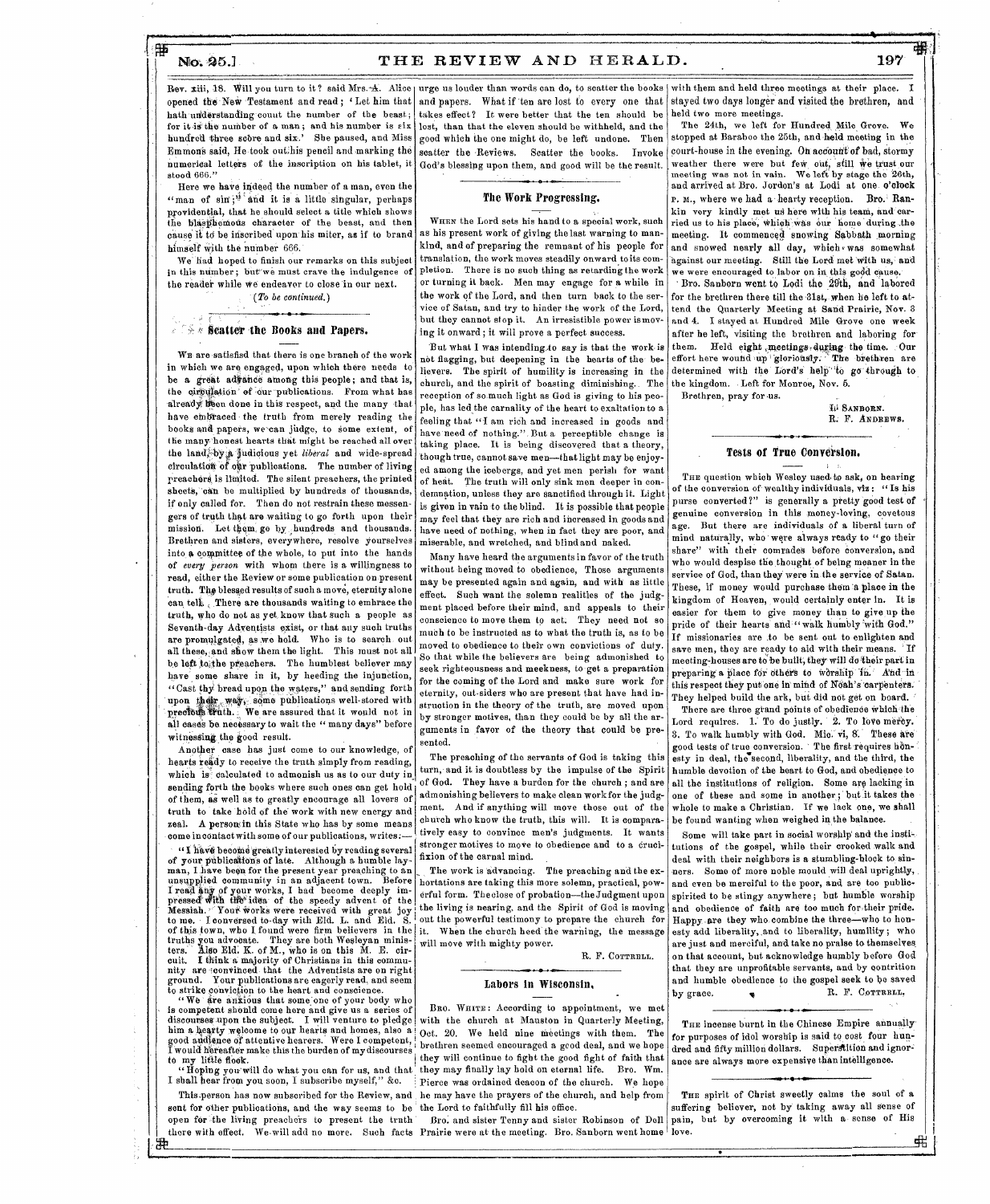Rev. xiii, 18. Will you turn to it? said Mrs. A. Alice opened the New Testament and read; 'Let him that hath understanding count the number of the beast; for it is the number of a man; and his number is six hundred three score and six.' She paused, and Miss Emmons said, He took out his pencil and marking the numerical letters of the inscription on his tablet, it stood 666."

Here we have indeed the number of a man, even the "man of sin;" and it is a little singular, perhaps providential, that he should select a title which shows the blasphemous character of the beast, and then cause it to be inscribed upon his miter, as if to brand himself with the number 666.

We had hoped to finish our remarks on this subject in this number; but we must crave the indulgence of the reader while we endeavor to close in our next.

(*To be continued.*)

## Scatter the Books and Papers.

We are satisfied that there is one branch of the work in which we are engaged, upon which there needs to be a great advance among this people; and that is, the circulation of our publications. From what has already been done in this respect, and the many that have embraced the truth from merely reading the books and papers, we can judge, to some extent, of the many honest hearts that might be reached all over the land, by a judicious yet *liberal* and wide-spread circulation of our publications. The number of living preachers is limited. The silent preachers, the printed sheets, can be multiplied by hundreds of thousands, if only called for. Then do not restrain these messengers of truth that are waiting to go forth upon their mission. Let them go by hundreds and thousands. Brethren and sisters, everywhere, resolve yourselves into a committee of the whole, to put into the hands of *every person* with whom there is a willingness to read, either the Review or some publication on present truth. The blessed results of such a move, eternity alone can tell. There are thousands waiting to embrace the truth, who do not as yet know that such a people as Seventh-day Adventists exist, or that any such truths are promulgated, as we hold. Who is to search out all these, and show them the light. This must not all be left to the preachers. The humblest believer may have some share in it, by heeding the injunction, "Cast thy bread upon the waters," and sending forth upon their way, some publications well-stored with precious truth. We are assured that it would not in all cases be necessary to wait the "many days" before witnessing the good result.

Another case has just come to our knowledge, of hearts ready to receive the truth simply from reading, which is calculated to admonish us as to our duty in sending forth the books where such ones can get hold of them, as well as to greatly encourage all lovers of truth to take hold of the work with new energy and zeal. A person in this State who has by some means come in contact with some of our publications, writes:—

"I have become greatly interested by reading several of your publications of late. Although a humble layman, I have been for the present year preaching to an unsupplied community in an adjacent town. Before I read any of your works, I had become deeply impressed with the idea of the speedy advent of the Messiah. Your works were received with great joy to me. I conversed to-day with Eld. L. and Eld. S. of this town, who I found were firm believers in the truths you advocate. They are both Wesleyan ministers. Also Eld. K. of M., who is on this M. E. circuit. I think a majority of Christians in this community are convinced that the Adventists are on right ground. Your publications are eagerly read, and seem to strike conviction to the heart and conscience.

"We are anxious that some one of your body who is competent should come here and give us a series of discourses upon the subject. I will venture to pledge him a hearty welcome to our hearts and homes, also a good audience of attentive hearers. Were I competent, I would hereafter make this the burden of my discourses to my little flock.

"Hoping you will do what you can for us, and that I shall hear from you soon, I subscribe myself," &c.

This person has now subscribed for the Review, and sent for other publications, and the way seems to be open for the living preachers to present the truth there with effect. We will add no more. Such facts urge us louder than words can do, to scatter the books and papers. What if ten are lost to every one that takes effect? It were better that the ten should be lost, than that the eleven should be withheld, and the good which the one might do, be left undone. Then scatter the Reviews. Scatter the books. Invoke God's blessing upon them, and good will be the result.

## The Work Progressing.

When the Lord sets his hand to a special work, such as his present work of giving the last warning to mankind, and of preparing the remnant of his people for translation, the work moves steadily onward to its completion. There is no such thing as retarding the work or turning it back. Men may engage for a while in the work of the Lord, and then turn back to the service of Satan, and try to hinder the work of the Lord, but they cannot stop it. An irresistible power is moving it onward; it will prove a perfect success.

But what I was intending to say is that the work is not flagging, but deepening in the hearts of the believers. The spirit of humility is increasing in the church, and the spirit of boasting diminishing. The reception of so much light as God is giving to his people, has led the carnality of the heart to exaltation to a feeling that "I am rich and increased in goods and have need of nothing." But a perceptible change is taking place. It is being discovered that a theory, though true, cannot save men—that light may be enjoyed among the icebergs, and yet men perish for want of heat. The truth will only sink men deeper in condemnation, unless they are sanctified through it. Light is given in vain to the blind. It is possible that people may feel that they are rich and increased in goods and have need of nothing, when in fact they are poor, and miserable, and wretched, and blind and naked.

Many have heard the arguments in favor of the truth without being moved to obedience, Those arguments may be presented again and again, and with as little effect. Such want the solemn realities of the judgment placed before their mind, and appeals to their conscience to move them to act. They need not so much to be instructed as to what the truth is, as to be moved to obedience to their own convictions of duty. So that while the believers are being admonished to seek righteousness and meekness, to get a preparation for the coming of the Lord and make sure work for eternity, out-siders who are present that have had instruction in the theory of the truth, are moved upon by stronger motives, than they could be by all the arguments in favor of the theory that could be presented.

The preaching of the servants of God is taking this turn, and it is doubtless by the impulse of the Spirit of God. They have a burden for the church; and are admonishing believers to make clean work for the judgment. And if anything will move those out of the church who know the truth, this will. It is comparatively easy to convince men's judgments. It wants stronger motives to move to obedience and to a crucifixion of the carnal mind.

The work is advancing. The preaching and the exhortations are taking this more solemn, practical, powerful form. The close of probation—the Judgment upon the living is nearing, and the Spirit of God is moving out the powerful testimony to prepare the church for it. When the church heed the warning, the message will move with mighty power.

R. F. Cottrell.

## Labors in Wisconsin.

Bro. White: According to appointment, we met with the church at Mauston in Quarterly Meeting, Oct. 20. We held nine meetings with them. The brethren seemed encouraged a good deal, and we hope they will continue to fight the good fight of faith that they may finally lay hold on eternal life. Bro. Wm. Pierce was ordained deacon of the church. We hope he may have the prayers of the church, and help from the Lord to faithfully fill his office.

Bro. and sister Tenny and sister Robinson of Dell Prairie were at the meeting. Bro. Sanborn went home with them and held three meetings at their place. I stayed two days longer and visited the brethren, and held two more meetings.

The 24th, we left for Hundred Mile Grove. We stopped at Baraboo the 25th, and held meeting in the court-house in the evening. On account of bad, stormy weather there were but few out, still we trust our meeting was not in vain. We left by stage the 26th, and arrived at Bro. Jordon's at Lodi at one o'clock P. M., where we had a hearty reception. Bro. Rankin very kindly met us here with his team, and carried us to his place, which was our home during the meeting. It commenced snowing Sabbath morning and snowed nearly all day, which was somewhat against our meeting. Still the Lord met with us, and we were encouraged to labor on in this good cause.

Bro. Sanborn went to Lodi the 29th, and labored for the brethren there till the 31st, when he left to attend the Quarterly Meeting at Sand Prairie, Nov. 3 and 4. I stayed at Hundred Mile Grove one week after he left, visiting the brethren and laboring for them. Held eight meetings during the time. Our effort here wound up gloriously. The brethren are determined with the Lord's help to go through to the kingdom. Left for Monroe, Nov. 5.

Brethren, pray for us.

I. Sanborn.
R. F. Andrews.

## Tests of True Conversion.

The question which Wesley used to ask, on hearing of the conversion of wealthy individuals, viz: "Is his purse converted?" is generally a pretty good test of genuine conversion in this money-loving, covetous age. But there are individuals of a liberal turn of mind naturally, who were always ready to "go their share" with their comrades before conversion, and who would despise the thought of being meaner in the service of God, than they were in the service of Satan. These, if money would purchase them a place in the kingdom of Heaven, would certainly enter in. It is easier for them to give money than to give up the pride of their hearts and "walk humbly with God." If missionaries are to be sent out to enlighten and save men, they are ready to aid with their means. If meeting-houses are to be built, they will do their part in preparing a place for others to worship in. And in this respect they put one in mind of Noah's carpenters. They helped build the ark, but did not get on board.

There are three grand points of obedience which the Lord requires. 1. To do justly. 2. To love mercy. 3. To walk humbly with God. Mic. vi, 8. These are good tests of true conversion. The first requires honesty in deal, the second, liberality, and the third, the humble devotion of the heart to God, and obedience to all the institutions of religion. Some are lacking in one of these and some in another; but it takes the whole to make a Christian. If we lack one, we shall be found wanting when weighed in the balance.

Some will take part in social worship and the institutions of the gospel, while their crooked walk and deal with their neighbors is a stumbling-block to sinners. Some of more noble mould will deal uprightly, and even be merciful to the poor, and are too public-spirited to be stingy anywhere; but humble worship and obedience of faith are too much for their pride. Happy are they who combine the three—who to honesty add liberality, and to liberality, humility; who are just and merciful, and take no praise to themselves on that account, but acknowledge humbly before God that they are unprofitable servants, and by contrition and humble obedience to the gospel seek to be saved by grace.

R. F. Cottrell.

---

The incense burnt in the Chinese Empire annually for purposes of idol worship is said to cost four hundred and fifty million dollars. Superstition and ignorance are always more expensive than intelligence.

---

The spirit of Christ sweetly calms the soul of a suffering believer, not by taking away all sense of pain, but by overcoming it with a sense of His love.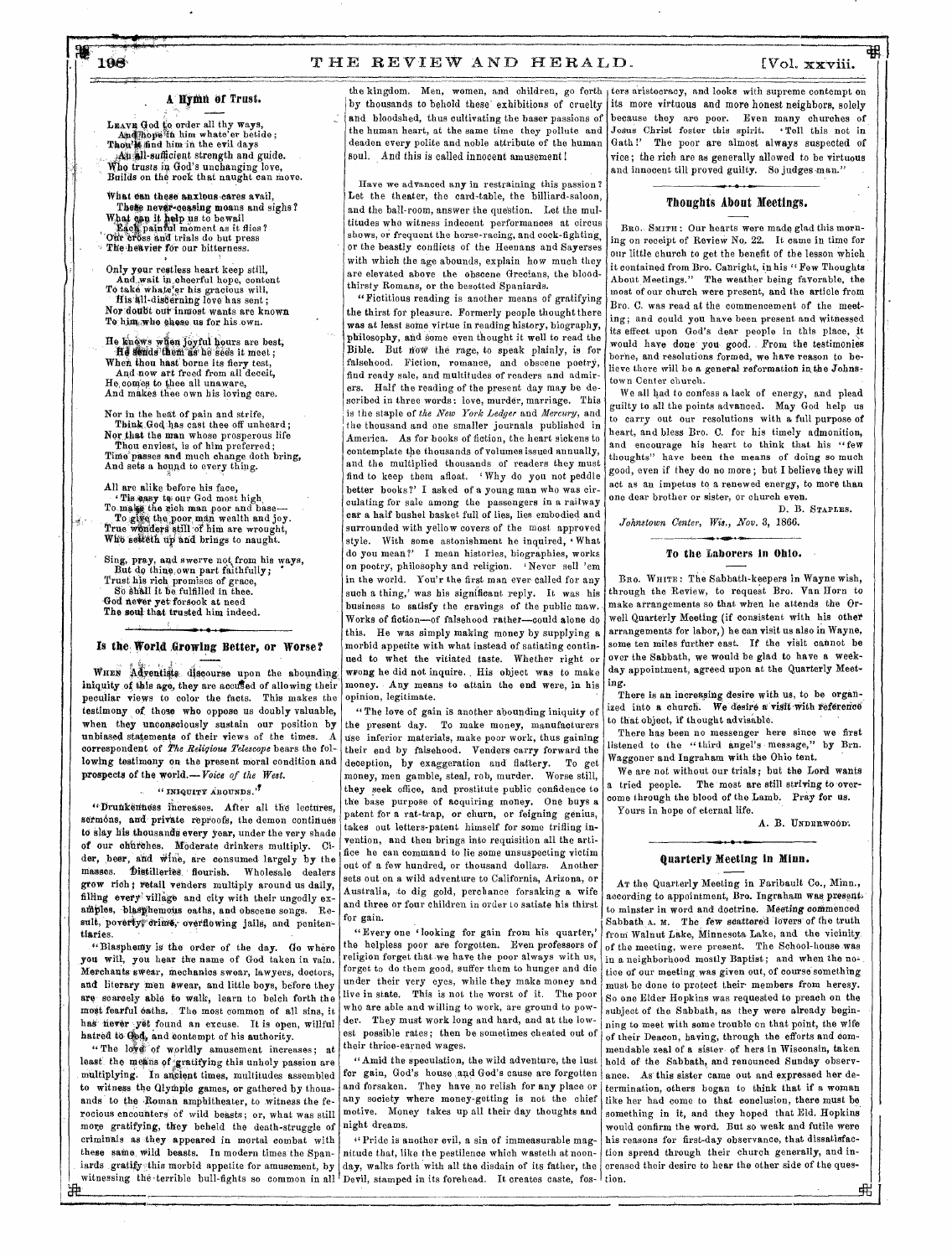## A Hymn of Trust.

Leave God to order all thy ways,
And hope in him whate'er betide;
Thou'lt find him in the evil days
An all-sufficient strength and guide.
Who trusts in God's unchanging love,
Builds on the rock that naught can move.

What can these anxious cares avail,
These never-ceasing moans and sighs?
What can it help us to bewail
Each painful moment as it flies?
Our cross and trials do but press
The heavier for our bitterness.

Only your restless heart keep still,
And wait in cheerful hope, content
To take whate'er his gracious will,
His all-discerning love has sent;
Nor doubt our inmost wants are known
To him who chose us for his own.

He knows when joyful hours are best,
He sends them as he sees it meet;
When thou hast borne its fiery test,
And now art freed from all deceit,
He comes to thee all unaware,
And makes thee own his loving care.

Nor in the heat of pain and strife,
Think God has cast thee off unheard;
Nor that the man whose prosperous life
Thou enviest, is of him preferred;
Time passes and much change doth bring,
And sets a bound to every thing.

All are alike before his face,
'Tis easy to our God most high,
To make the rich man poor and base—
To give the poor man wealth and joy.
True wonders still of him are wrought,
Who setteth up and brings to naught.

Sing, pray, and swerve not from his ways,
But do thine own part faithfully;
Trust his rich promises of grace,
So shall it be fulfilled in thee.
God never yet forsook at need
The soul that trusted him indeed.

## Is the World Growing Better, or Worse?

When Adventists discourse upon the abounding iniquity of this age, they are accused of allowing their peculiar views to color the facts. This makes the testimony of those who oppose us doubly valuable, when they unconsciously sustain our position by unbiased statements of their views of the times. A correspondent of *The Religious Telescope* bears the following testimony on the present moral condition and prospects of the world.—*Voice of the West.*

"Iniquity Abounds."

"Drunkenness increases. After all the lectures, sermons, and private reproofs, the demon continues to slay his thousands every year, under the very shade of our churches. Moderate drinkers multiply. Cider, beer, and wine, are consumed largely by the masses. Distilleries flourish. Wholesale dealers grow rich; retail venders multiply around us daily, filling every village and city with their ungodly examples, blasphemous oaths, and obscene songs. Result, poverty, crime, overflowing jails, and penitentiaries.

"Blasphemy is the order of the day. Go where you will, you hear the name of God taken in vain. Merchants swear, mechanics swear, lawyers, doctors, and literary men swear, and little boys, before they are scarcely able to walk, learn to belch forth the most fearful oaths. The most common of all sins, it has never yet found an excuse. It is open, willful hatred to God, and contempt of his authority.

"The love of worldly amusement increases; at least the means of gratifying this unholy passion are multiplying. In ancient times, multitudes assembled to witness the Olympic games, or gathered by thousands to the Roman amphitheater, to witness the ferocious encounters of wild beasts; or, what was still more gratifying, they beheld the death-struggle of criminals as they appeared in mortal combat with these same wild beasts. In modern times the Spaniards gratify this morbid appetite for amusement, by witnessing the terrible bull-fights so common in all the kingdom. Men, women, and children, go forth by thousands to behold these exhibitions of cruelty and bloodshed, thus cultivating the baser passions of the human heart, at the same time they pollute and deaden every polite and noble attribute of the human soul. And this is called innocent amusement!

Have we advanced any in restraining this passion? Let the theater, the card-table, the billiard-saloon, and the ball-room, answer the question. Let the multitudes who witness indecent performances at circus shows, or frequent the horse-racing, and cock-fighting, or the beastly conflicts of the Heenans and Sayerses with which the age abounds, explain how much they are elevated above the obscene Grecians, the bloodthirsty Romans, or the besotted Spaniards.

"Fictitious reading is another means of gratifying the thirst for pleasure. Formerly people thought there was at least some virtue in reading history, biography, philosophy, and some even thought it well to read the Bible. But now the rage, to speak plainly, is for falsehood. Fiction, romance, and obscene poetry, find ready sale, and multitudes of readers and admirers. Half the reading of the present day may be described in three words: love, murder, marriage. This is the staple of *the New York Ledger* and *Mercury*, and the thousand and one smaller journals published in America. As for books of fiction, the heart sickens to contemplate the thousands of volumes issued annually, and the multiplied thousands of readers they must find to keep them afloat. 'Why do you not peddle better books?' I asked of a young man who was circulating for sale among the passengers in a railway car a half bushel basket full of lies, lies embodied and surrounded with yellow covers of the most approved style. With some astonishment he inquired, 'What do you mean?' I mean histories, biographies, works on poetry, philosophy and religion. 'Never sell 'em in the world. You'r the first man ever called for any such a thing,' was his significant reply. It was his business to satisfy the cravings of the public maw. Works of fiction—of falsehood rather—could alone do this. He was simply making money by supplying a morbid appetite with what instead of satiating continued to whet the vitiated taste. Whether right or wrong he did not inquire. His object was to make money. Any means to attain the end were, in his opinion, legitimate.

"The love of gain is another abounding iniquity of the present day. To make money, manufacturers use inferior materials, make poor work, thus gaining their end by falsehood. Venders carry forward the deception, by exaggeration and flattery. To get money, men gamble, steal, rob, murder. Worse still, they seek office, and prostitute public confidence to the base purpose of acquiring money. One buys a patent for a rat-trap, or churn, or feigning genius, takes out letters-patent himself for some trifling invention, and then brings into requisition all the artifice he can command to lie some unsuspecting victim out of a few hundred, or thousand dollars. Another sets out on a wild adventure to California, Arizona, or Australia, to dig gold, perchance forsaking a wife and three or four children in order to satiate his thirst for gain.

"Every one 'looking for gain from his quarter,' the helpless poor are forgotten. Even professors of religion forget that we have the poor always with us, forget to do them good, suffer them to hunger and die under their very eyes, while they make money and live in state. This is not the worst of it. The poor who are able and willing to work, are ground to powder. They must work long and hard, and at the lowest possible rates; then be sometimes cheated out of their thrice-earned wages.

"Amid the speculation, the wild adventure, the lust for gain, God's house and God's cause are forgotten and forsaken. They have no relish for any place or any society where money-getting is not the chief motive. Money takes up all their day thoughts and night dreams.

"Pride is another evil, a sin of immeasurable magnitude that, like the pestilence which wasteth at noonday, walks forth with all the disdain of its father, the Devil, stamped in its forehead. It creates caste, fosters aristocracy, and looks with supreme contempt on its more virtuous and more honest neighbors, solely because they are poor. Even many churches of Jesus Christ foster this spirit. 'Tell this not in Gath!' The poor are almost always suspected of vice; the rich are as generally allowed to be virtuous and innocent till proved guilty. So judges man."

## Thoughts About Meetings.

Bro. Smith: Our hearts were made glad this morning on receipt of Review No. 22. It came in time for our little church to get the benefit of the lesson which it contained from Bro. Canright, in his "Few Thoughts About Meetings." The weather being favorable, the most of our church were present, and the article from Bro. C. was read at the commencement of the meeting; and could you have been present and witnessed its effect upon God's dear people in this place, it would have done you good. From the testimonies borne, and resolutions formed, we have reason to believe there will be a general reformation in the Johnstown Center church.

We all had to confess a lack of energy, and plead guilty to all the points advanced. May God help us to carry out our resolutions with a full purpose of heart, and bless Bro. C. for his timely admonition, and encourage his heart to think that his "few thoughts" have been the means of doing so much good, even if they do no more; but I believe they will act as an impetus to a renewed energy, to more than one dear brother or sister, or church even.

D. B. Staples.

*Johnstown Center, Wis., Nov. 3, 1866.*

## To the Laborers in Ohio.

Bro. White: The Sabbath-keepers in Wayne wish, through the Review, to request Bro. Van Horn to make arrangements so that when he attends the Orwell Quarterly Meeting (if consistent with his other arrangements for labor,) he can visit us also in Wayne, some ten miles further east. If the visit cannot be over the Sabbath, we would be glad to have a week-day appointment, agreed upon at the Quarterly Meeting.

There is an increasing desire with us, to be organized into a church. We desire a visit with reference to that object, if thought advisable.

There has been no messenger here since we first listened to the "third angel's message," by Brn. Waggoner and Ingraham with the Ohio tent.

We are not without our trials; but the Lord wants a tried people. The most are still striving to overcome through the blood of the Lamb. Pray for us.

Yours in hope of eternal life.

A. B. Underwood.

## Quarterly Meeting in Minn.

At the Quarterly Meeting in Faribault Co., Minn., according to appointment, Bro. Ingraham was present to minster in word and doctrine. Meeting commenced Sabbath a. m. The few scattered lovers of the truth from Walnut Lake, Minnesota Lake, and the vicinity of the meeting, were present. The School-house was in a neighborhood mostly Baptist; and when the notice of our meeting was given out, of course something must be done to protect their members from heresy. So one Elder Hopkins was requested to preach on the subject of the Sabbath, as they were already beginning to meet with some trouble on that point, the wife of their Deacon, having, through the efforts and commendable zeal of a sister of hers in Wisconsin, taken hold of the Sabbath, and renounced Sunday observance. As this sister came out and expressed her determination, others began to think that if a woman like her had come to that conclusion, there must be something in it, and they hoped that Eld. Hopkins would confirm the word. But so weak and futile were his reasons for first-day observance, that dissatisfaction spread through their church generally, and increased their desire to hear the other side of the question.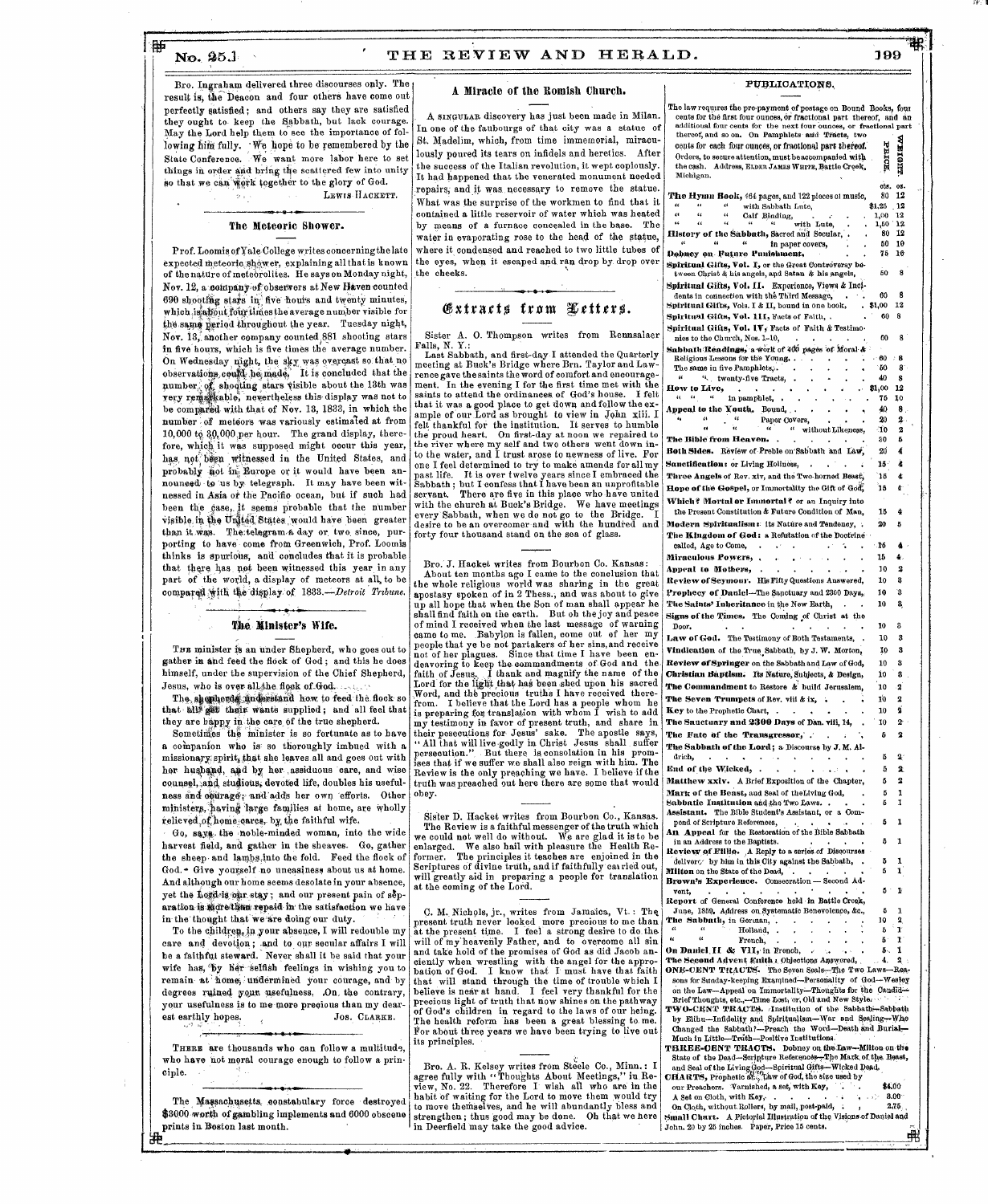Bro. Ingraham delivered three discourses only. The result is, the Deacon and four others have come out perfectly satisfied; and others say they are satisfied they ought to keep the Sabbath, but lack courage. May the Lord help them to see the importance of following him fully. We hope to be remembered by the State Conference. We want more labor here to set things in order and bring the scattered few into unity so that we can work together to the glory of God.

LEWIS HACKETT.

## The Meteoric Shower.

Prof. Loomis of Yale College writes concerning the late expected meteoric shower, explaining all that is known of the nature of meteorolites. He says on Monday night, Nov. 12, a company of observers at New Haven counted 690 shooting stars in five hours and twenty minutes, which is about four times the average number visible for the same period throughout the year. Tuesday night, Nov. 13, another company counted 881 shooting stars in five hours, which is five times the average number. On Wednesday night, the sky was overcast so that no observations could be made. It is concluded that the number of shooting stars visible about the 13th was very remarkable, nevertheless this display was not to be compared with that of Nov. 13, 1833, in which the number of meteors was variously estimated at from 10,000 to 30,000 per hour. The grand display, therefore, which it was supposed might occur this year, has not been witnessed in the United States, and probably not in Europe or it would have been announced to us by telegraph. It may have been witnessed in Asia or the Pacific ocean, but if such had been the case, it seems probable that the number visible in the United States would have been greater than it was. The telegram a day or two since, purporting to have come from Greenwich, Prof. Loomis thinks is spurious, and concludes that it is probable that there has not been witnessed this year in any part of the world, a display of meteors at all, to be compared with the display of 1833.—*Detroit Tribune.*

## The Minister's Wife.

THE minister is an under Shepherd, who goes out to gather in and feed the flock of God; and this he does himself, under the supervision of the Chief Shepherd, Jesus, who is over all the flock of God.

The shepherds understand how to feed the flock so that all get their wants supplied; and all feel that they are happy in the care of the true shepherd.

Sometimes the minister is so fortunate as to have a companion who is so thoroughly imbued with a missionary spirit, that she leaves all and goes out with her husband, and by her assiduous care, and wise counsel, and studious, devoted life, doubles his usefulness and courage, and adds her own efforts. Other ministers, having large families at home, are wholly relieved of home cares, by the faithful wife.

Go, says the noble-minded woman, into the wide harvest field, and gather in the sheaves. Go, gather the sheep and lambs into the fold. Feed the flock of God. Give yourself no uneasiness about us at home. And although our home seems desolate in your absence, yet the Lord is our stay; and our present pain of separation is more than repaid in the satisfaction we have in the thought that we are doing our duty.

To the children, in your absence, I will redouble my care and devotion; and to our secular affairs I will be a faithful steward. Never shall it be said that your wife has, by her selfish feelings in wishing you to remain at home, undermined your courage, and by degrees ruined your usefulness. On the contrary, your usefulness is to me more precious than my dearest earthly hopes.

JOS. CLARKE.

THERE are thousands who can follow a multitude, who have not moral courage enough to follow a principle.

The Massachusetts constabulary force destroyed $3000 worth of gambling implements and 6000 obscene prints in Boston last month.

## A Miracle of the Romish Church.

A SINGULAR discovery has just been made in Milan. In one of the faubourgs of that city was a statue of St. Madelim, which, from time immemorial, miraculously poured its tears on infidels and heretics. After the success of the Italian revolution, it wept copiously. It had happened that the venerated monument needed repairs, and it was necessary to remove the statue. What was the surprise of the workmen to find that it contained a little reservoir of water which was heated by means of a furnace concealed in the base. The water in evaporating rose to the head of the statue, where it condensed and reached to two little tubes of the eyes, when it escaped and ran drop by drop over the cheeks.

## Extracts from Letters.

Sister A. O. Thompson writes from Rennsalaer Falls, N. Y.:

Last Sabbath, and first-day I attended the Quarterly meeting at Buck's Bridge where Brn. Taylor and Lawrence gave the saints the word of comfort and encouragement. In the evening I for the first time met with the saints to attend the ordinances of God's house. I felt that it was a good place to get down and follow the example of our Lord as brought to view in John xiii. I felt thankful for the institution. It serves to humble the proud heart. On first-day at noon we repaired to the river where my self and two others went down into the water, and I trust arose to newness of live. For one I feel determined to try to make amends for all my past life. It is over twelve years since I embraced the Sabbath; but I confess that I have been an unprofitable servant. There are five in this place who have united with the church at Buck's Bridge. We have meetings every Sabbath, when we do not go to the Bridge. I desire to be an overcomer and with the hundred and forty four thousand stand on the sea of glass.

Bro. J. Hacket writes from Bourbon Co. Kansas:

About ten months ago I came to the conclusion that the whole religious world was sharing in the great apostasy spoken of in 2 Thess., and was about to give up all hope that when the Son of man shall appear he shall find faith on the earth. But oh the joy and peace of mind I received when the last message of warning came to me. Babylon is fallen, come out of her my people that ye be not partakers of her sins, and receive not of her plagues. Since that time I have been endeavoring to keep the commandments of God and the faith of Jesus. I thank and magnify the name of the Lord for the light that has been shed upon his sacred Word, and the precious truths I have received therefrom. I believe that the Lord has a people whom he is preparing for translation with whom I wish to add my testimony in favor of present truth, and share in their persecutions for Jesus' sake. The apostle says, "All that will live godly in Christ Jesus shall suffer persecution." But there is consolation in his promises that if we suffer we shall also reign with him. The Review is the only preaching we have. I believe if the truth was preached out here there are some that would obey.

Sister D. Hacket writes from Bourbon Co., Kansas.

The Review is a faithful messenger of the truth which we could not well do without. We are glad it is to be enlarged. We also hail with pleasure the Health Reformer. The principles it teaches are enjoined in the Scriptures of divine truth, and if faithfully carried out, will greatly aid in preparing a people for translation at the coming of the Lord.

C. M. Nichols, jr., writes from Jamaica, Vt.: The present truth never looked more precious to me than at the present time. I feel a strong desire to do the will of my heavenly Father, and to overcome all sin and take hold of the promises of God as did Jacob anciently when wrestling with the angel for the approbation of God. I know that I must have that faith that will stand through the time of trouble which I believe is near at hand. I feel very thankful for the precious light of truth that now shines on the pathway of God's children in regard to the laws of our being. The health reform has been a great blessing to me. For about three years we have been trying to live out its principles.

Bro. A. R. Kelsey writes from Steele Co., Minn.: I agree fully with "Thoughts About Meetings," in Review, No. 22. Therefore I wish all who are in the habit of waiting for the Lord to move them would try to move themselves, and he will abundantly bless and strengthen; thus good may be done. Oh that we here in Deerfield may take the good advice.

## PUBLICATIONS.

The law requires the pre-payment of postage on Bound Books, four cents for the first four ounces, or fractional part thereof, and an additional four cents for the next four ounces, or fractional part thereof, and so on. On Pamphlets and Tracts, two cents for each four ounces, or fractional part thereof. Orders, to secure attention, must be accompanied with the cash. Address, ELDER JAMES WHITE, Battle Creek, Michigan.

| | PRICE. | WEIGHT. |
|---|---|---|
| | cts. | oz. |
| **The Hymn Book,** 464 pages, and 122 pieces of music, | 80 | 12 |
| " " " with Sabbath Lute, | $1.25 | 12 |
| " " " Calf Binding, | 1,00 | 12 |
| " " " " with Lute, | 1,50 | 12 |
| **History of the Sabbath,** Sacred and Secular, | 80 | 12 |
| " " " in paper covers, | 50 | 10 |
| **Dobney on Future Punishment,** | 75 | 16 |
| **Spiritual Gifts, Vol. I,** or the Great Controversy between Christ & his angels, and Satan & his angels, | 50 | 8 |
| **Spiritual Gifts, Vol. II.** Experience, Views & Incidents in connection with the Third Message, | 60 | 8 |
| **Spiritual Gifts,** Vols. I & II, bound in one book, | $1,00 | 12 |
| **Spiritual Gifts, Vol. III,** Facts of Faith, | 60 | 8 |
| **Spiritual Gifts, Vol. IV,** Facts of Faith & Testimonies to the Church, Nos. 1–10, | 60 | 8 |
| **Sabbath Readings,** a work of 400 pages of Moral & Religious Lessons for the Young, | 60 | 8 |
| The same in five Pamphlets, | 50 | 8 |
| " " twenty-five Tracts, | 40 | 8 |
| **How to Live,** | $1,00 | 12 |
| " " " in pamphlet, | 75 | 10 |
| **Appeal to the Youth,** Bound, | 40 | 8 |
| " " " Paper Covers, | 20 | 2 |
| " " " " without Likeness, | 10 | 2 |
| **The Bible from Heaven,** | 30 | 5 |
| **Both Sides.** Review of Preble on Sabbath and Law, | 20 | 4 |
| **Sanctification:** or Living Holiness, | 15 | 4 |
| **Three Angels** of Rev. xiv, and the Two-horned Beast, | 15 | 4 |
| **Hope of the Gospel,** or Immortality the Gift of God, | 15 | 4 |
| **Which? Mortal or Immortal?** or an Inquiry into the Present Constitution & Future Condition of Man, | 15 | 4 |
| **Modern Spiritualism:** its Nature and Tendency, | 20 | 5 |
| **The Kingdom of God:** a Refutation of the Doctrine called, Age to Come, | 15 | 4 |
| **Miraculous Powers,** | 15 | 4 |
| **Appeal to Mothers,** | 10 | 2 |
| **Review of Seymour.** His Fifty Questions Answered, | 10 | 3 |
| **Prophecy of Daniel**—The Sanctuary and 2300 Days, | 10 | 3 |
| **The Saints' Inheritance** in the New Earth, | 10 | 3 |
| **Signs of the Times.** The Coming of Christ at the Door, | 10 | 3 |
| **Law of God.** The Testimony of Both Testaments, | 10 | 3 |
| **Vindication** of the True Sabbath, by J. W. Morton, | 10 | 3 |
| **Review of Springer** on the Sabbath and Law of God, | 10 | 3 |
| **Christian Baptism.** Its Nature, Subjects, & Design, | 10 | 3 |
| **The Commandment** to Restore & build Jerusalem, | 10 | 2 |
| **The Seven Trumpets** of Rev. viii & ix, | 10 | 2 |
| **Key** to the Prophetic Chart, | 10 | 2 |
| **The Sanctuary and 2300 Days** of Dan. viii, 14, | 10 | 2 |
| **The Fate of the Transgressor,** | 5 | 2 |
| **The Sabbath of the Lord;** a Discourse by J. M. Aldrich, | 5 | 2 |
| **End of the Wicked,** | 5 | 2 |
| **Matthew xxiv.** A Brief Exposition of the Chapter, | 5 | 2 |
| **Mark of the Beast,** and Seal of the Living God, | 5 | 1 |
| **Sabbatic Institution** and the Two Laws, | 5 | 1 |
| **Assistant.** The Bible Student's Assistant, or a Compend of Scripture References, | 5 | 1 |
| **An Appeal** for the Restoration of the Bible Sabbath in an Address to the Baptists, | 5 | 1 |
| **Review of Fillio.** A Reply to a series of Discourses delivered by him in this City against the Sabbath, | 5 | 1 |
| **Milton** on the State of the Dead, | 5 | 1 |
| **Brown's Experience.** Consecration — Second Advent, | 5 | 1 |
| **Report** of General Conference held in Battle Creek, June, 1859, Address on Systematic Benevolence, &c., | 5 | 1 |
| **The Sabbath,** in German, | 10 | 2 |
| " " Holland, | 5 | 1 |
| " " French, | 5 | 1 |
| **On Daniel II & VII,** in French, | 5 | 1 |
| **The Second Advent Faith:** Objections Answered, | 4 | 2 |

**ONE-CENT TRACTS.** The Seven Seals—The Two Laws—Reasons for Sunday-keeping Examined—Personality of God—Wesley on the Law—Appeal on Immortality—Thoughts for the Candid—Brief Thoughts, etc.,—Time Lost, or, Old and New Style.

**TWO-CENT TRACTS.** Institution of the Sabbath—Sabbath by Elihu—Infidelity and Spiritualism—War and Sealing—Who Changed the Sabbath?—Preach the Word—Death and Burial—Much in Little—Truth—Positive Institutions.

**THREE-CENT TRACTS.** Dobney on the Law—Milton on the State of the Dead—Scripture References—The Mark of the Beast, and Seal of the Living God—Spiritual Gifts—Wicked Dead.

**CHARTS,** Prophetic and Law of God, the size used by our Preachers. Varnished, a set, with Key, $4.00

A Set on Cloth, with Key, 3.00

On Cloth, without Rollers, by mail, post-paid, 2.75

**Small Chart.** A Pictorial Illustration of the Visions of Daniel and John. 20 by 25 inches. Paper, Price 15 cents.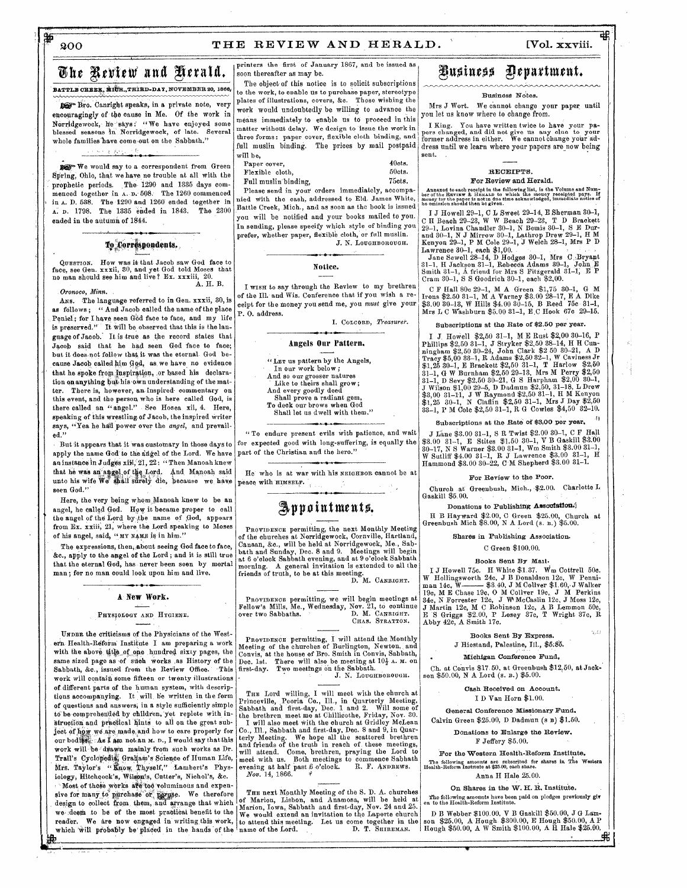# The Review and Herald.

BATTLE CREEK, MICH., THIRD-DAY, NOVEMBER 20, 1866.

☞ Bro. Canright speaks, in a private note, very encouragingly of the cause in Me. Of the work in Norridgewock, he says: "We have enjoyed some blessed seasons in Norridgewock, of late. Several whole families have come out on the Sabbath."

☞ We would say to a correspondent from Green Spring, Ohio, that we have no trouble at all with the prophetic periods. The 1290 and 1335 days commenced together in A. D. 508. The 1260 commenced in A. D. 538. The 1290 and 1260 ended together in A. D. 1798. The 1335 ended in 1843. The 2300 ended in the autumn of 1844.

## To Correspondents.

QUESTION. How was it that Jacob saw God face to face, see Gen. xxxii, 30, and yet God told Moses that no man should see him and live? Ex. xxxiii, 20.

A. H. B.

*Oronoco, Minn.*

ANS. The language referred to in Gen. xxxii, 30, is as follows; "And Jacob called the name of the place Peniel; for I have seen God face to face, and my life is preserved." It will be observed that this is the language of Jacob. It is true as the record states that Jacob said that he had seen God face to face; but it does not follow that it was the eternal God because Jacob called him God, as we have no evidence that he spoke from inspiration, or based his declaration on anything but his own understanding of the matter. There is, however, an inspired commentary on this event, and the person who is here called God, is there called an "angel." See Hosea xii, 4. Here, speaking of this wrestling of Jacob, the inspired writer says, "Yea he had power over the *angel*, and prevailed."

But it appears that it was customary in those days to apply the name God to the angel of the Lord. We have an instance in Judges xiii, 21, 22: "Then Manoah knew that he was an angel of the Lord. And Manoah said unto his wife We shall surely die, because we have seen God."

Here, the very being whom Manoah knew to be an angel, he called God. How it became proper to call the angel of the Lord by the name of God, appears from Ex. xxiii, 21, where the Lord speaking to Moses of his angel, said, "MY NAME is in him."

The expressions, then, about seeing God face to face, &c., apply to the angel of the Lord; and it is still true that the eternal God, has never been seen by mortal man; for no man could look upon him and live.

## A New Work.

PHYSIOLOGY AND HYGIENE.

UNDER the criticisms of the Physicians of the Western Health-Reform Institute I am preparing a work with the above title of one hundred sixty pages, the same sized page as of such works as History of the Sabbath, &c., issued from the Review Office. This work will contain some fifteen or twenty illustrations of different parts of the human system, with descriptions accompanying. It will be written in the form of questions and answers, in a style sufficiently simple to be comprehended by children, yet replete with instruction and practical hints to all on the great subject of how we are made and how to care properly for our bodies. As I am not an M. D., I would say that this work will be drawn mainly from such works as Dr. Trall's Cyclopedia, Graham's Science of Human Life, Mrs. Taylor's "Know Thyself," Lambert's Physiology, Hitchcock's, Wilson's, Cutter's, Nichol's, &c.

Most of these works are too voluminous and expensive for many to purchase or peruse. We therefore design to collect from them, and arrange that which we deem to be of the most practical benefit to the reader. We are now engaged in writing this work, which will probably be placed in the hands of the printers the first of January 1867, and be issued as soon thereafter as may be.

The object of this notice is to solicit subscriptions to the work, to enable us to purchase paper, stereotype plates of illustrations, covers, &c. Those wishing the work would undoubtedly be willing to advance the means immediately to enable us to proceed in this matter without delay. We design to issue the work in three forms: paper cover, flexible cloth binding, and full muslin binding. The prices by mail postpaid will be,

| | |
|---|---|
| Paper cover, | 40cts. |
| Flexible cloth, | 50cts. |
| Full muslin binding, | 75cts. |

Please send in your orders immediately, accompanied with the cash, addressed to Eld. James White, Battle Creek, Mich., and as soon as the book is issued you will be notified and your books mailed to you. In sending, please specify which style of binding you prefer, whether paper, flexible cloth, or full muslin.

J. N. LOUGHBOROUGH.

## Notice.

I WISH to say through the Review to my brethren of the Ill. and Wis. Conference that if you wish a receipt for the money you send me, you *must* give your P. O. address.

I. COLCORD, *Treasurer.*

## Angels Our Pattern.

"LET us pattern by the Angels,  
In our work below;  
And so our grosser natures  
Like to theirs shall grow;  
And every goodly deed  
Shall prove a radiant gem,  
To deck our brows when God  
Shall let us dwell with them."

"To endure present evils with patience, and wait for expected good with long-suffering, is equally the part of the Christian and the hero."

He who is at war with his NEIGHBOR cannot be at peace with HIMSELF.

# Appointments.

PROVIDENCE permitting, the next Monthly Meeting of the churches at Norridgewock, Cornville, Hartland, Canaan, &c., will be held at Norridgewock, Me., Sabbath and Sunday, Dec. 8 and 9. Meetings will begin at 6 o'clock Sabbath evening, and at 9 o'clock Sabbath morning. A general invitation is extended to all the friends of truth, to be at this meeting.

D. M. CANRIGHT.

PROVIDENCE permitting, we will begin meetings at Fellow's Mills, Me., Wednesday, Nov. 21, to continue over two Sabbaths.

D. M. CANRIGHT.  
CHAS. STRATTON.

PROVIDENCE permitting, I will attend the Monthly Meeting of the churches of Burlington, Newton, and Convis, at the house of Bro. Smith in Convis, Sabbath, Dec. 1st. There will also be meeting at 10½ A. M. on first-day. Two meetings on the Sabbath.

J. N. LOUGHBOROUGH.

THE Lord willing, I will meet with the church at Princeville, Peoria Co., Ill., in Quarterly Meeting, Sabbath and first-day, Dec. 1 and 2. Will some of the brethren meet me at Chillicothe, Friday, Nov. 30. I will also meet with the church at Gridley McLean Co., Ill., Sabbath and first-day, Dec. 8 and 9, in Quarterly Meeting. We hope all the scattered brethren and friends of the truth in reach of these meetings, will attend. Come, brethren, praying the Lord to meet with us. Both meetings to commence Sabbath evening at half past 6 o'clock. R. F. ANDREWS.

*Nov.* 14, 1866.

THE next Monthly Meeting of the S. D. A. churches of Marion, Lisbon, and Anamosa, will be held at Marion, Iowa, Sabbath and first-day, Nov. 24 and 25. We would extend an invitation to the Laporte church to attend this meeting. Let us come together in the name of the Lord. D. T. SHIREMAN.

# Business Department.

Business Notes.

Mrs J Wort. We cannot change your paper until you let us know where to change from.

I King. You have written twice to have your papers changed, and did not give us any clue to your former address in either. We cannot change your address until we learn where your papers are now being sent.

### RECEIPTS.

#### For Review and Herald.

Annexed to each receipt in the following list, is the Volume and Number of the REVIEW & HERALD to which the money receipted pays. If money for the paper is not in due time acknowledged, immediate notice of the omission should then be given.

I J Howell 29-1, C L Sweet 29-14, E Sherman 30-1, C H Beach 29-23, W W Beach 29-23, T D Brackett 29-1, Lovina Chandler 30-1, N Bemis 30-1, S E Durand 30-1, N J Mirrow 30-1, Lathrop Drew 29-1, H M Kenyon 29-1, P M Cole 29-1, J Welch 28-1, Mrs P D Lawrence 30-1, each $1,00.

Jane Sewell 28-14, D Hodges 30-1, Mrs C Bryant 31-1, H Jackson 31-1, Rebecca Adams 30-1, John E Smith 31-1, A friend for Mrs S Fitzgerald 31-1, E P Cram 30-1, S S Goodrich 30-1, each $2,00.

C F Hall 80c 29-1, M A Green $1,75 30-1, G M Irons $2.50 31-1, M A Varney $3.00 28-17, E A Dike $3.00 30-13, W Hills $4.00 30-15, B Reed 75c 31-1, Mrs L C Washburn $5.00 31-1, E C Hook 67c 29-15.

#### Subscriptions at the Rate of $2.50 per year.

I J Howell $2,50 31-1, M E Rust $2,00 30-16, P Phillips $2,50 31-1, J Stryker $2,50 38-14, H H Cunningham $2,50 30-24, John Clark $2 50 30-21, A D Tracy $5,00 33-1, R Adams $2,50 32-1, W Caviness Jr $1,25 30-1, E Brackett $2,50 31-1, T Harlow $2,50 31-1, G W Burnham $2,50 29-13, Mrs M Perry $2,50 31-1, D Sevy $2,50 30-21, G S Harpham $2,00 30-1, J Wilson $1,00 29-5, D Dadmun $2,50, 31-18, L Drew $3,00 31-11, J W Raymond $2,50 31-1, H M Kenyon $1,25 30-1, N Claflin $2,50 31-1, Mrs J Day $2,50 33-1, P M Cole $2,50 31-1, R G Cowles $4,50 32-10.

#### Subscriptions at the Rate of $3.00 per year.

J Lane $3.00 31-1, S R Twist $2.00 30-1, C F Hall $3.00 31-1, E Stites $1.50 30-1, V B Gaskill $3.00 30-17, N S Warner $3.00 31-1, Wm Smith $3.00 31-1, W Sutliff $4.00 31-1, R J Lawrence $3.00 31-1, H Hammond $3.00 30-22, C M Shepherd $3.00 31-1.

#### For Review to the Poor.

Church at Greenbush, Mich., $2.00. Charlotte L Gaskill $5.00.

#### Donations to Publishing Association.

H B Hayward $2.00, C Green $25.00, Church at Greenbush Mich $8.00, N A Lord (s. B.) $5.00.

#### Shares in Publishing Association.

C Green $100.00.

#### Books Sent By Mail.

I J Howell 75c. H White $1.37. Wm Cottrell 50c. W Hollingsworth 24c, J B Donaldson 12c, W Penniman 14c, W——— $3.40, J M Collver $1.60, J Walker 19c, M E Chase 19c, O M Collver 19c, J M Perkins 34c, N Forrester 12c, J W McCaslin 12c, J Moss 12c, J Martin 12c, M C Robinson 12c, A B Lemmon 50c, E S Griggs $2.00, P Losey 37c, T Wright 37c, R Abby 42c, A Smith 17c.

#### Books Sent By Express.

J Hiestand, Palestine, Ill., $5.85.

#### Michigan Conference Fund,

Ch. at Convis $17.50, at Greenbush $12,50, at Jackson $50.00, N A Lord (s. B.) $5.00.

#### Cash Received on Account.

I D Van Horn $1.00.

#### General Conference Missionary Fund.

Calvin Green $25.00, D Dadmun (s B) $1.50.

#### Donations to Enlarge the Review.

F Jeffery $5.00.

#### For the Western Health-Reform Institute.

The following amounts are subscribed for shares in The Western Health-Reform Institute at $25.00, each share.

Anna H Hale 25.00.

#### On Shares in the W. H. R. Institute.

The following amounts have been paid on pledges previously given to the Health-Reform Institute.

D B Webber $100.00, V B Gaskill $50.00, J G Lamson $25.00, A Hough $300.00, E Hough $50.00, A P Hough $50.00, A W Smith $100.00, A H Hale $25.00,